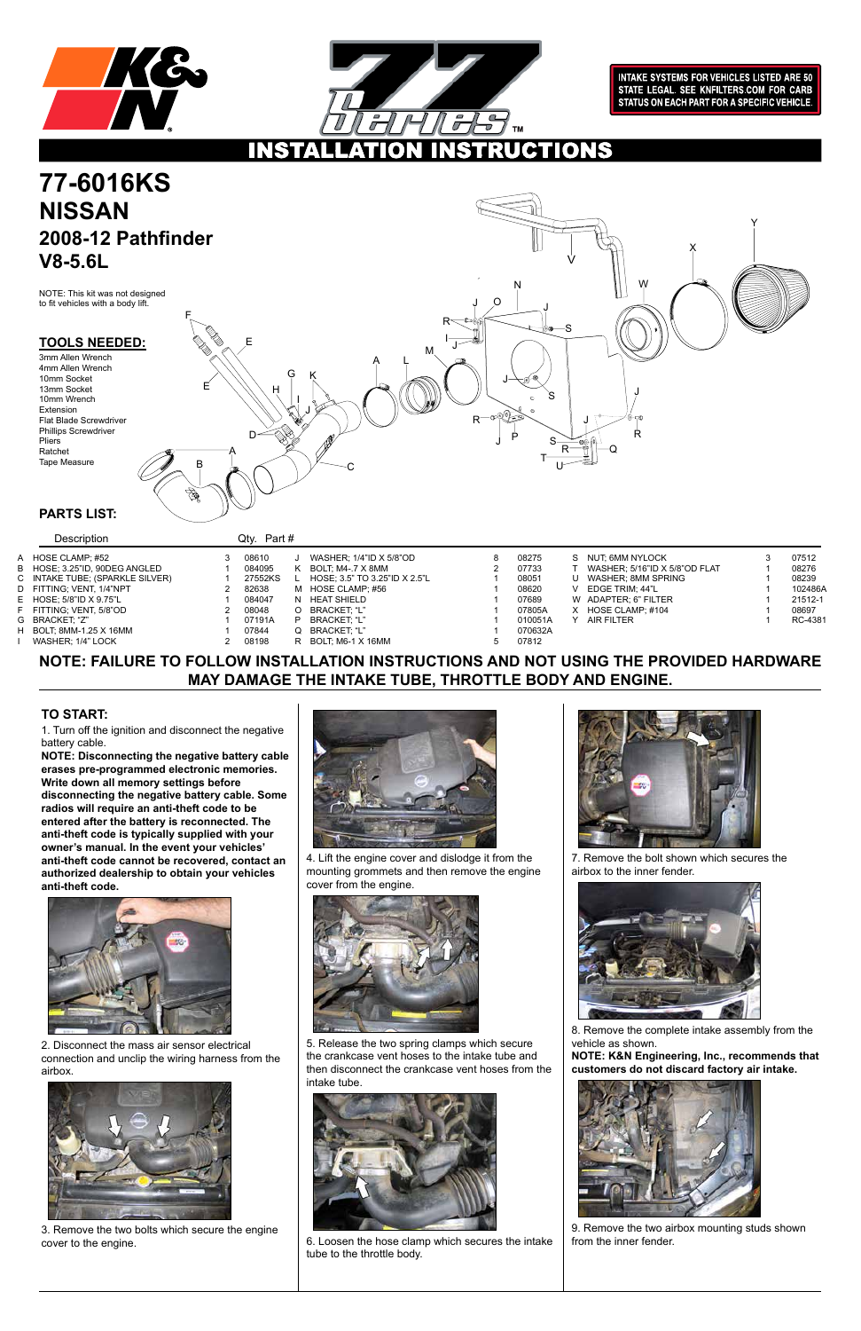# K&N 77 Series

**INTAKE SYSTEMS FOR VEHICLES LISTED ARE 50 STATE LEGAL. SEE KNFILTERS.COM FOR CARB STATUS ON EACH PART FOR A SPECIFIC VEHICLE.**

## INSTALLATION INSTRUCTIONS

# 77-6016KS
# NISSAN
## 2008-12 Pathfinder
## V8-5.6L

NOTE: This kit was not designed to fit vehicles with a body lift.

### TOOLS NEEDED:

- 3mm Allen Wrench
- 4mm Allen Wrench
- 10mm Socket
- 13mm Socket
- 10mm Wrench
- Extension
- Flat Blade Screwdriver
- Phillips Screwdriver
- Pliers
- Ratchet
- Tape Measure

### PARTS LIST:

| | Description | Qty. | Part # |
|---|---|---|---|
| A | HOSE CLAMP; #52 | 3 | 08610 |
| B | HOSE; 3.25"ID, 90DEG ANGLED | 1 | 084095 |
| C | INTAKE TUBE; (SPARKLE SILVER) | 1 | 27552KS |
| D | FITTING; VENT, 1/4"NPT | 2 | 82638 |
| E | HOSE; 5/8"ID X 9.75"L | 1 | 084047 |
| F | FITTING; VENT, 5/8"OD | 2 | 08048 |
| G | BRACKET; "Z" | 1 | 07191A |
| H | BOLT; 8MM-1.25 X 16MM | 1 | 07844 |
| I | WASHER; 1/4" LOCK | 2 | 08198 |
| J | WASHER; 1/4"ID X 5/8"OD | 8 | 08275 |
| K | BOLT; M4-.7 X 8MM | 2 | 07733 |
| L | HOSE; 3.5" TO 3.25"ID X 2.5"L | 1 | 08051 |
| M | HOSE CLAMP; #56 | 1 | 08620 |
| N | HEAT SHIELD | 1 | 07689 |
| O | BRACKET; "L" | 1 | 07805A |
| P | BRACKET; "L" | 1 | 010051A |
| Q | BRACKET; "L" | 1 | 070632A |
| R | BOLT; M6-1 X 16MM | 5 | 07812 |
| S | NUT; 6MM NYLOCK | 3 | 07512 |
| T | WASHER; 5/16"ID X 5/8"OD FLAT | 1 | 08276 |
| U | WASHER; 8MM SPRING | 1 | 08239 |
| V | EDGE TRIM; 44"L | 1 | 102486A |
| W | ADAPTER; 6" FILTER | 1 | 21512-1 |
| X | HOSE CLAMP; #104 | 1 | 08697 |
| Y | AIR FILTER | 1 | RC-4381 |

**NOTE: FAILURE TO FOLLOW INSTALLATION INSTRUCTIONS AND NOT USING THE PROVIDED HARDWARE MAY DAMAGE THE INTAKE TUBE, THROTTLE BODY AND ENGINE.**

### TO START:

1. Turn off the ignition and disconnect the negative battery cable.

**NOTE: Disconnecting the negative battery cable erases pre-programmed electronic memories. Write down all memory settings before disconnecting the negative battery cable. Some radios will require an anti-theft code to be entered after the battery is reconnected. The anti-theft code is typically supplied with your owner's manual. In the event your vehicles' anti-theft code cannot be recovered, contact an authorized dealership to obtain your vehicles anti-theft code.**

2. Disconnect the mass air sensor electrical connection and unclip the wiring harness from the airbox.

3. Remove the two bolts which secure the engine cover to the engine.

4. Lift the engine cover and dislodge it from the mounting grommets and then remove the engine cover from the engine.

5. Release the two spring clamps which secure the crankcase vent hoses to the intake tube and then disconnect the crankcase vent hoses from the intake tube.

6. Loosen the hose clamp which secures the intake tube to the throttle body.

7. Remove the bolt shown which secures the airbox to the inner fender.

8. Remove the complete intake assembly from the vehicle as shown.

**NOTE: K&N Engineering, Inc., recommends that customers do not discard factory air intake.**

9. Remove the two airbox mounting studs shown from the inner fender.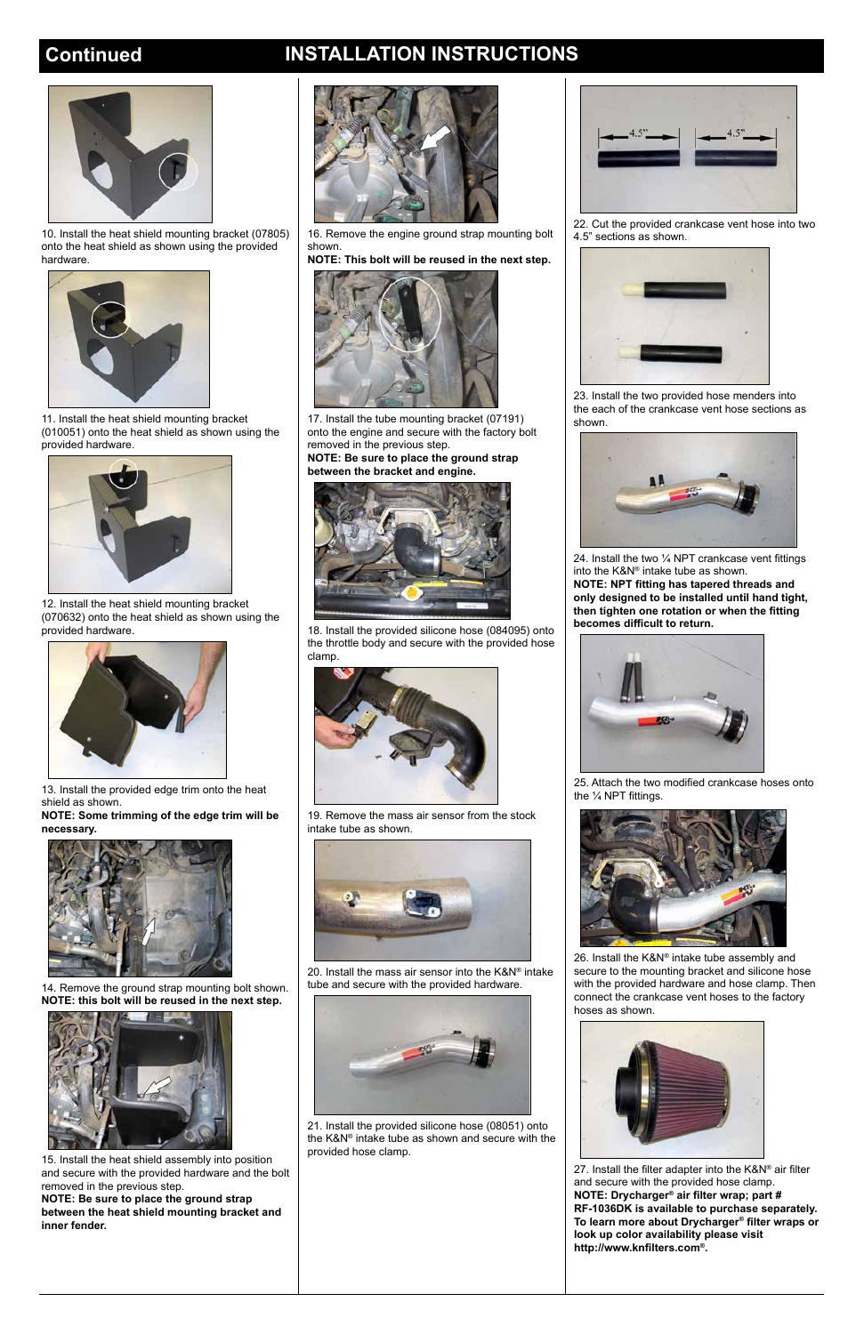## Continued INSTALLATION INSTRUCTIONS

10. Install the heat shield mounting bracket (07805) onto the heat shield as shown using the provided hardware.

11. Install the heat shield mounting bracket (010051) onto the heat shield as shown using the provided hardware.

12. Install the heat shield mounting bracket (070632) onto the heat shield as shown using the provided hardware.

13. Install the provided edge trim onto the heat shield as shown.
**NOTE: Some trimming of the edge trim will be necessary.**

14. Remove the ground strap mounting bolt shown.
**NOTE: this bolt will be reused in the next step.**

15. Install the heat shield assembly into position and secure with the provided hardware and the bolt removed in the previous step.
**NOTE: Be sure to place the ground strap between the heat shield mounting bracket and inner fender.**

16. Remove the engine ground strap mounting bolt shown.
**NOTE: This bolt will be reused in the next step.**

17. Install the tube mounting bracket (07191) onto the engine and secure with the factory bolt removed in the previous step.
**NOTE: Be sure to place the ground strap between the bracket and engine.**

18. Install the provided silicone hose (084095) onto the throttle body and secure with the provided hose clamp.

19. Remove the mass air sensor from the stock intake tube as shown.

20. Install the mass air sensor into the K&N® intake tube and secure with the provided hardware.

21. Install the provided silicone hose (08051) onto the K&N® intake tube as shown and secure with the provided hose clamp.

22. Cut the provided crankcase vent hose into two 4.5" sections as shown.

23. Install the two provided hose menders into the each of the crankcase vent hose sections as shown.

24. Install the two ¼ NPT crankcase vent fittings into the K&N® intake tube as shown.
**NOTE: NPT fitting has tapered threads and only designed to be installed until hand tight, then tighten one rotation or when the fitting becomes difficult to return.**

25. Attach the two modified crankcase hoses onto the ¼ NPT fittings.

26. Install the K&N® intake tube assembly and secure to the mounting bracket and silicone hose with the provided hardware and hose clamp. Then connect the crankcase vent hoses to the factory hoses as shown.

27. Install the filter adapter into the K&N® air filter and secure with the provided hose clamp.
**NOTE: Drycharger® air filter wrap; part # RF-1036DK is available to purchase separately. To learn more about Drycharger® filter wraps or look up color availability please visit http://www.knfilters.com®.**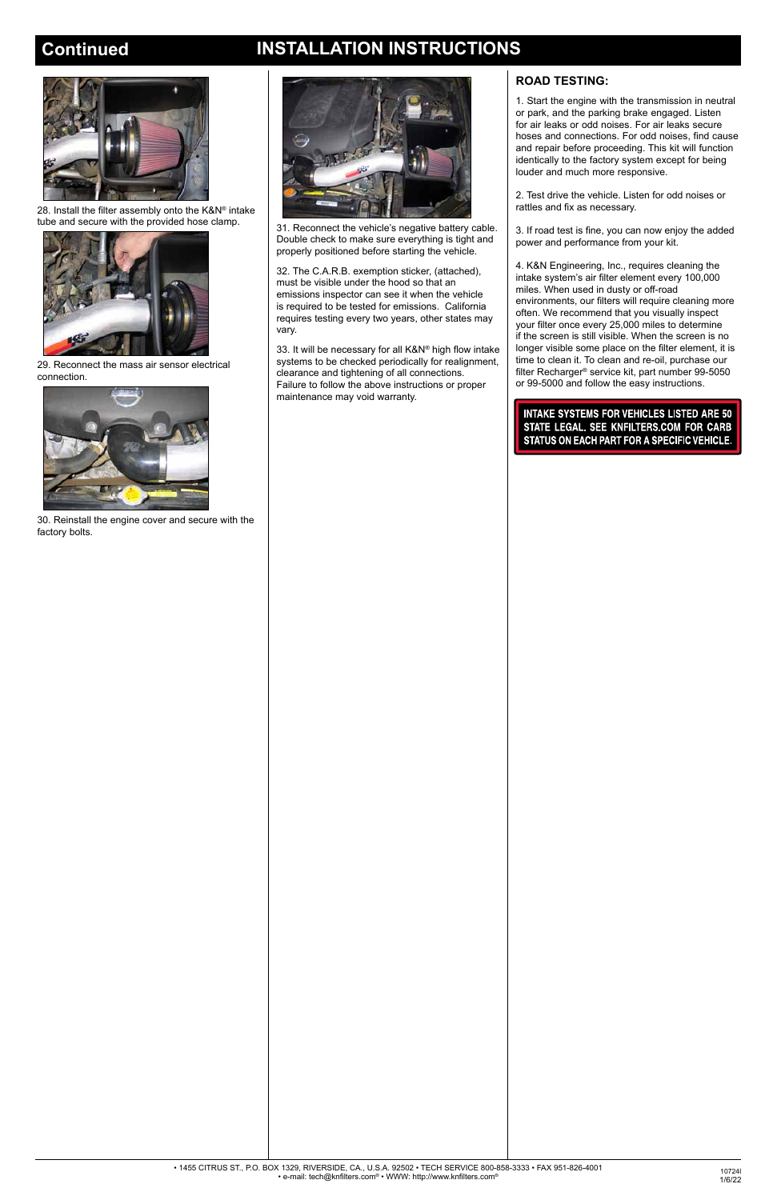## Continued

## INSTALLATION INSTRUCTIONS

28. Install the filter assembly onto the K&N® intake tube and secure with the provided hose clamp.

29. Reconnect the mass air sensor electrical connection.

30. Reinstall the engine cover and secure with the factory bolts.

31. Reconnect the vehicle's negative battery cable. Double check to make sure everything is tight and properly positioned before starting the vehicle.

32. The C.A.R.B. exemption sticker, (attached), must be visible under the hood so that an emissions inspector can see it when the vehicle is required to be tested for emissions. California requires testing every two years, other states may vary.

33. It will be necessary for all K&N® high flow intake systems to be checked periodically for realignment, clearance and tightening of all connections. Failure to follow the above instructions or proper maintenance may void warranty.

### ROAD TESTING:

1. Start the engine with the transmission in neutral or park, and the parking brake engaged. Listen for air leaks or odd noises. For air leaks secure hoses and connections. For odd noises, find cause and repair before proceeding. This kit will function identically to the factory system except for being louder and much more responsive.

2. Test drive the vehicle. Listen for odd noises or rattles and fix as necessary.

3. If road test is fine, you can now enjoy the added power and performance from your kit.

4. K&N Engineering, Inc., requires cleaning the intake system's air filter element every 100,000 miles. When used in dusty or off-road environments, our filters will require cleaning more often. We recommend that you visually inspect your filter once every 25,000 miles to determine if the screen is still visible. When the screen is no longer visible some place on the filter element, it is time to clean it. To clean and re-oil, purchase our filter Recharger® service kit, part number 99-5050 or 99-5000 and follow the easy instructions.

**INTAKE SYSTEMS FOR VEHICLES LISTED ARE 50 STATE LEGAL. SEE KNFILTERS.COM FOR CARB STATUS ON EACH PART FOR A SPECIFIC VEHICLE.**

• 1455 CITRUS ST., P.O. BOX 1329, RIVERSIDE, CA., U.S.A. 92502 • TECH SERVICE 800-858-3333 • FAX 951-826-4001
• e-mail: tech@knfilters.com® • WWW: http://www.knfilters.com®

10724I
1/6/22